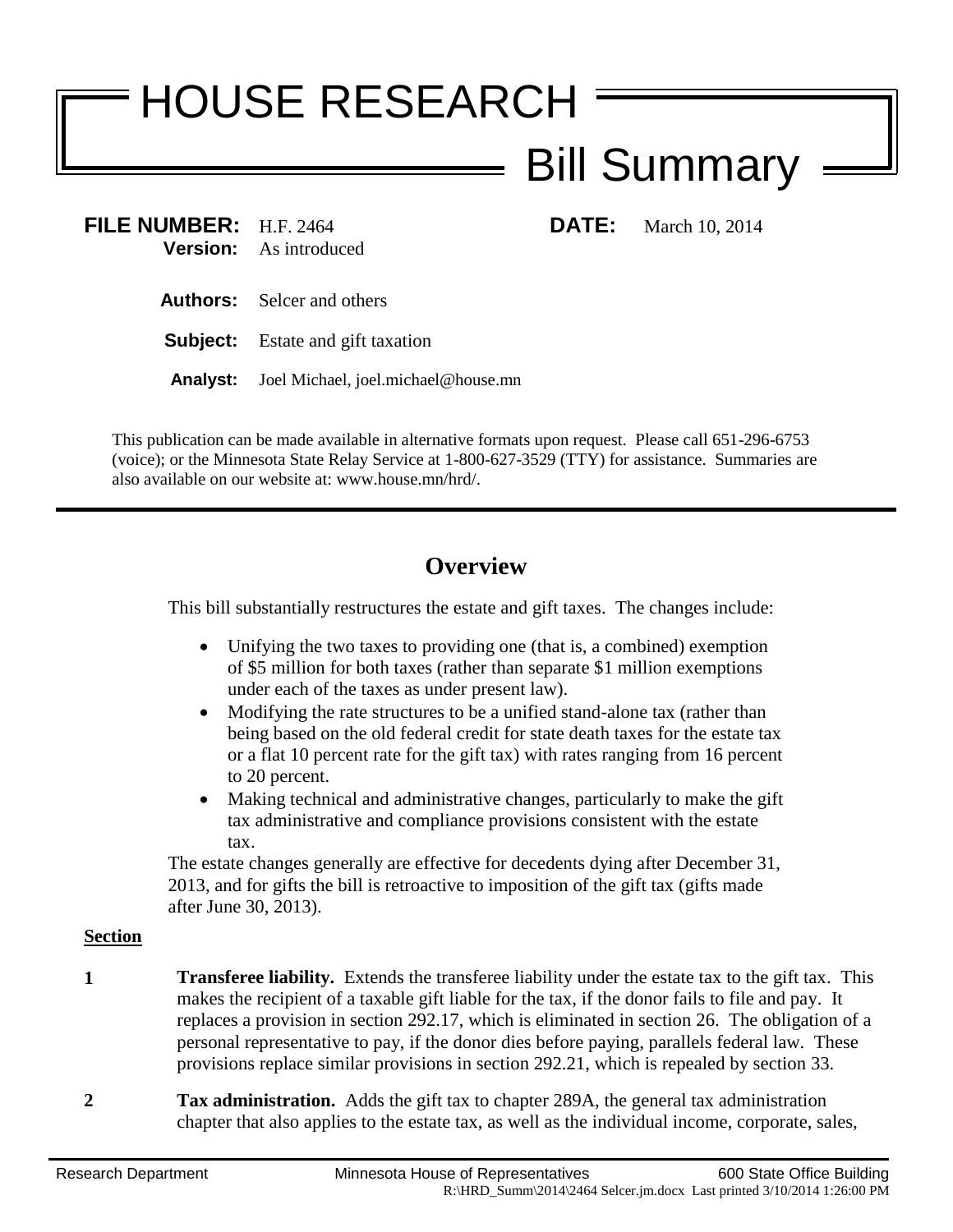# HOUSE RESEARCH

## Bill Summary

**FILE NUMBER:** H.F. 2464 **DATE:** March 10, 2014
**Version:** As introduced

**Authors:** Selcer and others

**Subject:** Estate and gift taxation

**Analyst:** Joel Michael, joel.michael@house.mn

This publication can be made available in alternative formats upon request. Please call 651-296-6753 (voice); or the Minnesota State Relay Service at 1-800-627-3529 (TTY) for assistance. Summaries are also available on our website at: www.house.mn/hrd/.

---

## Overview

This bill substantially restructures the estate and gift taxes. The changes include:

- Unifying the two taxes to providing one (that is, a combined) exemption of $5 million for both taxes (rather than separate $1 million exemptions under each of the taxes as under present law).
- Modifying the rate structures to be a unified stand-alone tax (rather than being based on the old federal credit for state death taxes for the estate tax or a flat 10 percent rate for the gift tax) with rates ranging from 16 percent to 20 percent.
- Making technical and administrative changes, particularly to make the gift tax administrative and compliance provisions consistent with the estate tax.

The estate changes generally are effective for decedents dying after December 31, 2013, and for gifts the bill is retroactive to imposition of the gift tax (gifts made after June 30, 2013).

**Section**

**1** **Transferee liability.** Extends the transferee liability under the estate tax to the gift tax. This makes the recipient of a taxable gift liable for the tax, if the donor fails to file and pay. It replaces a provision in section 292.17, which is eliminated in section 26. The obligation of a personal representative to pay, if the donor dies before paying, parallels federal law. These provisions replace similar provisions in section 292.21, which is repealed by section 33.

**2** **Tax administration.** Adds the gift tax to chapter 289A, the general tax administration chapter that also applies to the estate tax, as well as the individual income, corporate, sales,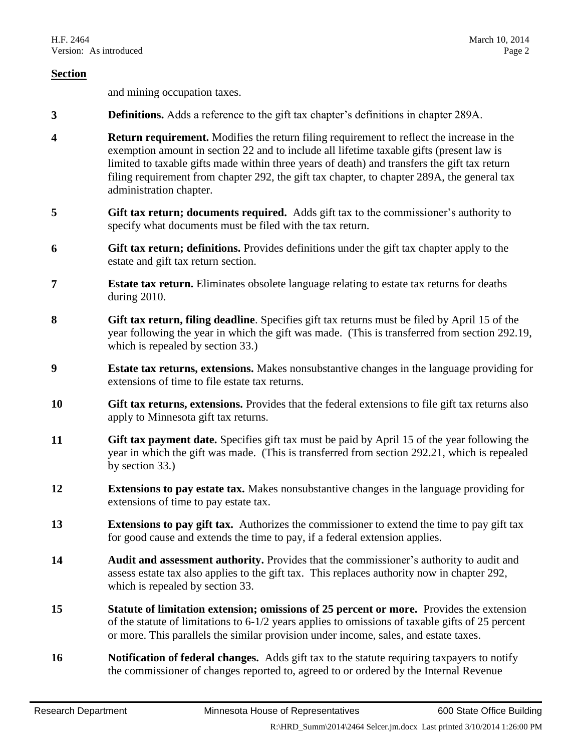**Section**

and mining occupation taxes.

**3** **Definitions.** Adds a reference to the gift tax chapter's definitions in chapter 289A.

**4** **Return requirement.** Modifies the return filing requirement to reflect the increase in the exemption amount in section 22 and to include all lifetime taxable gifts (present law is limited to taxable gifts made within three years of death) and transfers the gift tax return filing requirement from chapter 292, the gift tax chapter, to chapter 289A, the general tax administration chapter.

**5** **Gift tax return; documents required.** Adds gift tax to the commissioner's authority to specify what documents must be filed with the tax return.

**6** **Gift tax return; definitions.** Provides definitions under the gift tax chapter apply to the estate and gift tax return section.

**7** **Estate tax return.** Eliminates obsolete language relating to estate tax returns for deaths during 2010.

**8** **Gift tax return, filing deadline**. Specifies gift tax returns must be filed by April 15 of the year following the year in which the gift was made. (This is transferred from section 292.19, which is repealed by section 33.)

**9** **Estate tax returns, extensions.** Makes nonsubstantive changes in the language providing for extensions of time to file estate tax returns.

**10** **Gift tax returns, extensions.** Provides that the federal extensions to file gift tax returns also apply to Minnesota gift tax returns.

**11** **Gift tax payment date.** Specifies gift tax must be paid by April 15 of the year following the year in which the gift was made. (This is transferred from section 292.21, which is repealed by section 33.)

**12** **Extensions to pay estate tax.** Makes nonsubstantive changes in the language providing for extensions of time to pay estate tax.

**13** **Extensions to pay gift tax.** Authorizes the commissioner to extend the time to pay gift tax for good cause and extends the time to pay, if a federal extension applies.

**14** **Audit and assessment authority.** Provides that the commissioner's authority to audit and assess estate tax also applies to the gift tax. This replaces authority now in chapter 292, which is repealed by section 33.

**15** **Statute of limitation extension; omissions of 25 percent or more.** Provides the extension of the statute of limitations to 6-1/2 years applies to omissions of taxable gifts of 25 percent or more. This parallels the similar provision under income, sales, and estate taxes.

**16** **Notification of federal changes.** Adds gift tax to the statute requiring taxpayers to notify the commissioner of changes reported to, agreed to or ordered by the Internal Revenue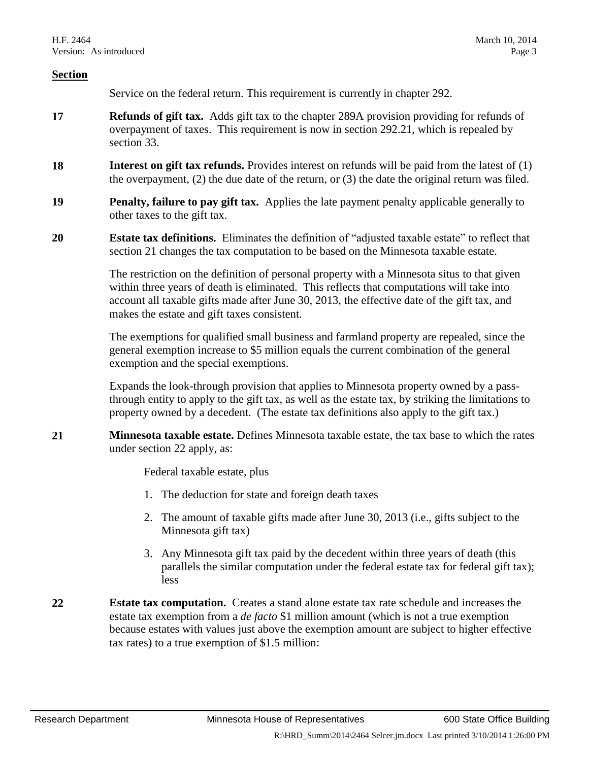## Section

Service on the federal return. This requirement is currently in chapter 292.

**17** **Refunds of gift tax.** Adds gift tax to the chapter 289A provision providing for refunds of overpayment of taxes. This requirement is now in section 292.21, which is repealed by section 33.

**18** **Interest on gift tax refunds.** Provides interest on refunds will be paid from the latest of (1) the overpayment, (2) the due date of the return, or (3) the date the original return was filed.

**19** **Penalty, failure to pay gift tax.** Applies the late payment penalty applicable generally to other taxes to the gift tax.

**20** **Estate tax definitions.** Eliminates the definition of "adjusted taxable estate" to reflect that section 21 changes the tax computation to be based on the Minnesota taxable estate.

The restriction on the definition of personal property with a Minnesota situs to that given within three years of death is eliminated. This reflects that computations will take into account all taxable gifts made after June 30, 2013, the effective date of the gift tax, and makes the estate and gift taxes consistent.

The exemptions for qualified small business and farmland property are repealed, since the general exemption increase to $5 million equals the current combination of the general exemption and the special exemptions.

Expands the look-through provision that applies to Minnesota property owned by a pass-through entity to apply to the gift tax, as well as the estate tax, by striking the limitations to property owned by a decedent. (The estate tax definitions also apply to the gift tax.)

**21** **Minnesota taxable estate.** Defines Minnesota taxable estate, the tax base to which the rates under section 22 apply, as:

Federal taxable estate, plus

1. The deduction for state and foreign death taxes
2. The amount of taxable gifts made after June 30, 2013 (i.e., gifts subject to the Minnesota gift tax)
3. Any Minnesota gift tax paid by the decedent within three years of death (this parallels the similar computation under the federal estate tax for federal gift tax); less

**22** **Estate tax computation.** Creates a stand alone estate tax rate schedule and increases the estate tax exemption from a *de facto* $1 million amount (which is not a true exemption because estates with values just above the exemption amount are subject to higher effective tax rates) to a true exemption of $1.5 million: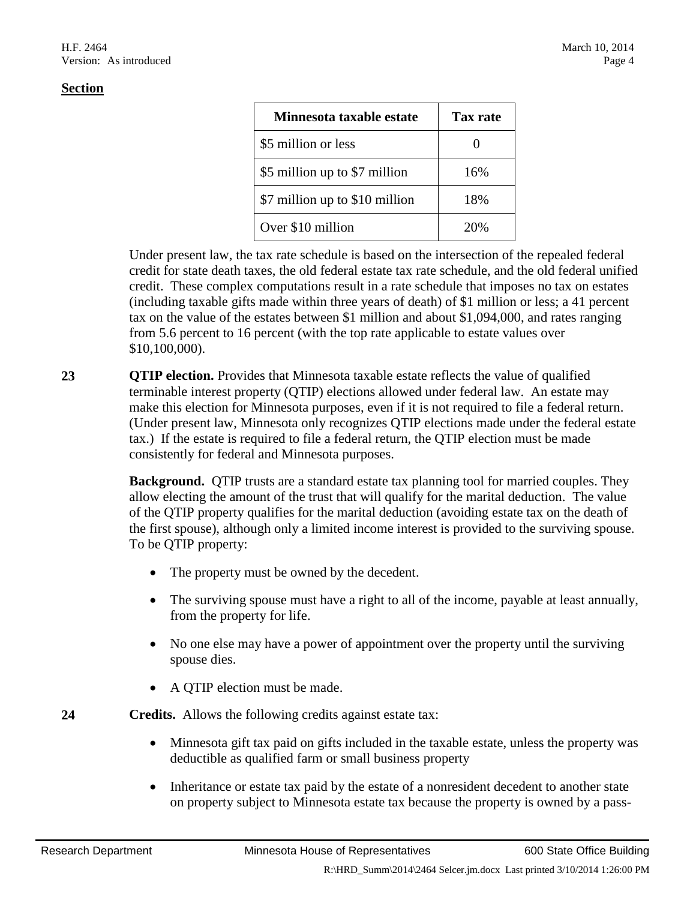**Section**

| Minnesota taxable estate | Tax rate |
| --- | --- |
| $5 million or less | 0 |
| $5 million up to $7 million | 16% |
| $7 million up to $10 million | 18% |
| Over $10 million | 20% |

Under present law, the tax rate schedule is based on the intersection of the repealed federal credit for state death taxes, the old federal estate tax rate schedule, and the old federal unified credit. These complex computations result in a rate schedule that imposes no tax on estates (including taxable gifts made within three years of death) of $1 million or less; a 41 percent tax on the value of the estates between $1 million and about $1,094,000, and rates ranging from 5.6 percent to 16 percent (with the top rate applicable to estate values over $10,100,000).

**23** **QTIP election.** Provides that Minnesota taxable estate reflects the value of qualified terminable interest property (QTIP) elections allowed under federal law. An estate may make this election for Minnesota purposes, even if it is not required to file a federal return. (Under present law, Minnesota only recognizes QTIP elections made under the federal estate tax.) If the estate is required to file a federal return, the QTIP election must be made consistently for federal and Minnesota purposes.

**Background.** QTIP trusts are a standard estate tax planning tool for married couples. They allow electing the amount of the trust that will qualify for the marital deduction. The value of the QTIP property qualifies for the marital deduction (avoiding estate tax on the death of the first spouse), although only a limited income interest is provided to the surviving spouse. To be QTIP property:

- The property must be owned by the decedent.
- The surviving spouse must have a right to all of the income, payable at least annually, from the property for life.
- No one else may have a power of appointment over the property until the surviving spouse dies.
- A QTIP election must be made.

**24** **Credits.** Allows the following credits against estate tax:

- Minnesota gift tax paid on gifts included in the taxable estate, unless the property was deductible as qualified farm or small business property
- Inheritance or estate tax paid by the estate of a nonresident decedent to another state on property subject to Minnesota estate tax because the property is owned by a pass-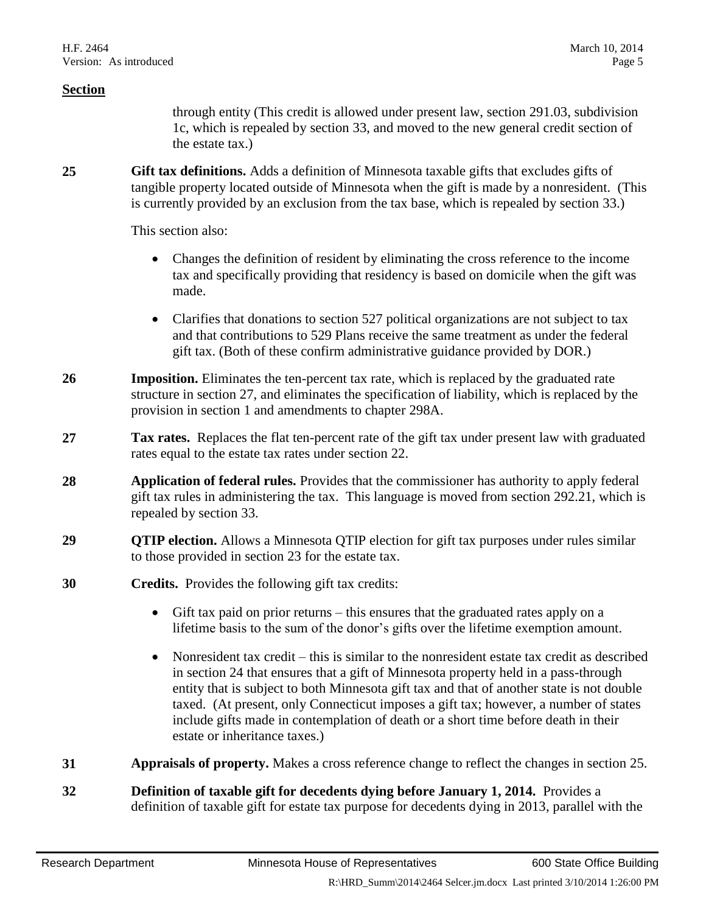**Section**

through entity (This credit is allowed under present law, section 291.03, subdivision 1c, which is repealed by section 33, and moved to the new general credit section of the estate tax.)

**25** **Gift tax definitions.** Adds a definition of Minnesota taxable gifts that excludes gifts of tangible property located outside of Minnesota when the gift is made by a nonresident. (This is currently provided by an exclusion from the tax base, which is repealed by section 33.)

This section also:

- Changes the definition of resident by eliminating the cross reference to the income tax and specifically providing that residency is based on domicile when the gift was made.
- Clarifies that donations to section 527 political organizations are not subject to tax and that contributions to 529 Plans receive the same treatment as under the federal gift tax. (Both of these confirm administrative guidance provided by DOR.)

**26** **Imposition.** Eliminates the ten-percent tax rate, which is replaced by the graduated rate structure in section 27, and eliminates the specification of liability, which is replaced by the provision in section 1 and amendments to chapter 298A.

**27** **Tax rates.** Replaces the flat ten-percent rate of the gift tax under present law with graduated rates equal to the estate tax rates under section 22.

**28** **Application of federal rules.** Provides that the commissioner has authority to apply federal gift tax rules in administering the tax. This language is moved from section 292.21, which is repealed by section 33.

**29** **QTIP election.** Allows a Minnesota QTIP election for gift tax purposes under rules similar to those provided in section 23 for the estate tax.

**30** **Credits.** Provides the following gift tax credits:

- Gift tax paid on prior returns – this ensures that the graduated rates apply on a lifetime basis to the sum of the donor's gifts over the lifetime exemption amount.
- Nonresident tax credit – this is similar to the nonresident estate tax credit as described in section 24 that ensures that a gift of Minnesota property held in a pass-through entity that is subject to both Minnesota gift tax and that of another state is not double taxed. (At present, only Connecticut imposes a gift tax; however, a number of states include gifts made in contemplation of death or a short time before death in their estate or inheritance taxes.)

**31** **Appraisals of property.** Makes a cross reference change to reflect the changes in section 25.

**32** **Definition of taxable gift for decedents dying before January 1, 2014.** Provides a definition of taxable gift for estate tax purpose for decedents dying in 2013, parallel with the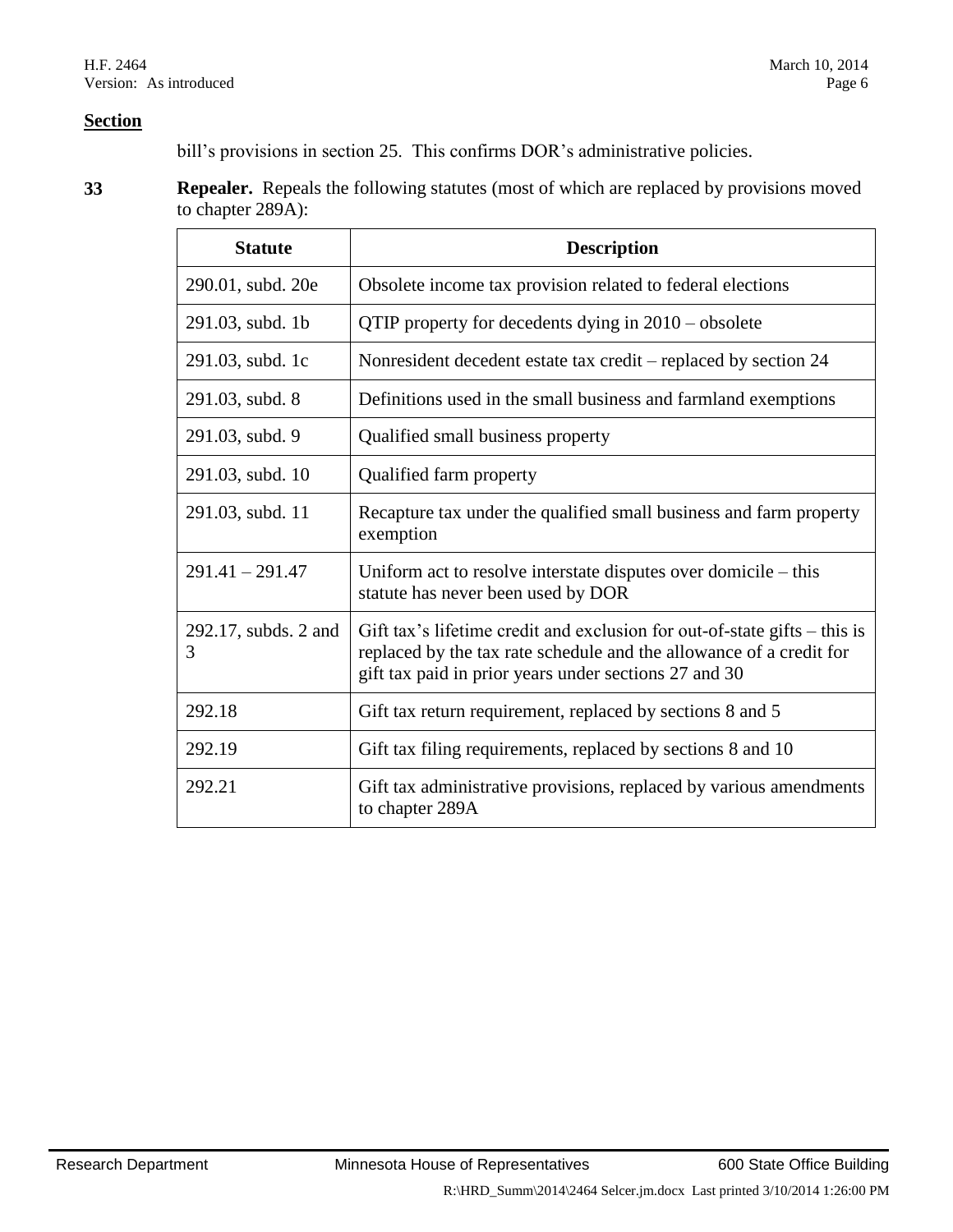**Section**

bill's provisions in section 25. This confirms DOR's administrative policies.

**33** **Repealer.** Repeals the following statutes (most of which are replaced by provisions moved to chapter 289A):

| Statute | Description |
|---|---|
| 290.01, subd. 20e | Obsolete income tax provision related to federal elections |
| 291.03, subd. 1b | QTIP property for decedents dying in 2010 – obsolete |
| 291.03, subd. 1c | Nonresident decedent estate tax credit – replaced by section 24 |
| 291.03, subd. 8 | Definitions used in the small business and farmland exemptions |
| 291.03, subd. 9 | Qualified small business property |
| 291.03, subd. 10 | Qualified farm property |
| 291.03, subd. 11 | Recapture tax under the qualified small business and farm property exemption |
| 291.41 – 291.47 | Uniform act to resolve interstate disputes over domicile – this statute has never been used by DOR |
| 292.17, subds. 2 and 3 | Gift tax's lifetime credit and exclusion for out-of-state gifts – this is replaced by the tax rate schedule and the allowance of a credit for gift tax paid in prior years under sections 27 and 30 |
| 292.18 | Gift tax return requirement, replaced by sections 8 and 5 |
| 292.19 | Gift tax filing requirements, replaced by sections 8 and 10 |
| 292.21 | Gift tax administrative provisions, replaced by various amendments to chapter 289A |